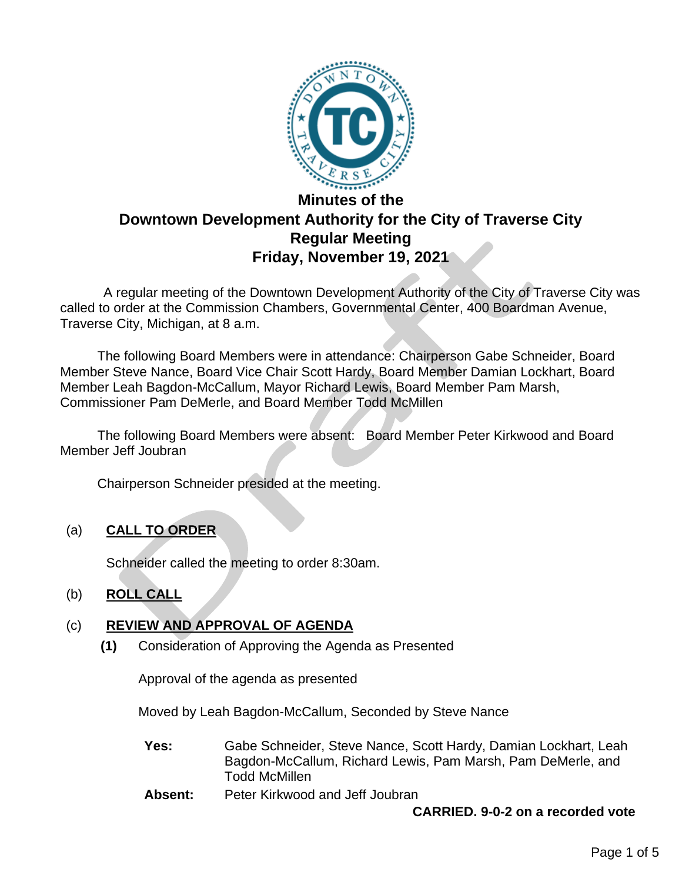# Minutes of the
# Downtown Development Authority for the City of Traverse City
## Regular Meeting
## Friday, November 19, 2021

A regular meeting of the Downtown Development Authority of the City of Traverse City was called to order at the Commission Chambers, Governmental Center, 400 Boardman Avenue, Traverse City, Michigan, at 8 a.m.

The following Board Members were in attendance: Chairperson Gabe Schneider, Board Member Steve Nance, Board Vice Chair Scott Hardy, Board Member Damian Lockhart, Board Member Leah Bagdon-McCallum, Mayor Richard Lewis, Board Member Pam Marsh, Commissioner Pam DeMerle, and Board Member Todd McMillen

The following Board Members were absent: Board Member Peter Kirkwood and Board Member Jeff Joubran

Chairperson Schneider presided at the meeting.

(a) **CALL TO ORDER**

Schneider called the meeting to order 8:30am.

(b) **ROLL CALL**

(c) **REVIEW AND APPROVAL OF AGENDA**

**(1)** Consideration of Approving the Agenda as Presented

Approval of the agenda as presented

Moved by Leah Bagdon-McCallum, Seconded by Steve Nance

**Yes:** Gabe Schneider, Steve Nance, Scott Hardy, Damian Lockhart, Leah Bagdon-McCallum, Richard Lewis, Pam Marsh, Pam DeMerle, and Todd McMillen

**Absent:** Peter Kirkwood and Jeff Joubran

**CARRIED. 9-0-2 on a recorded vote**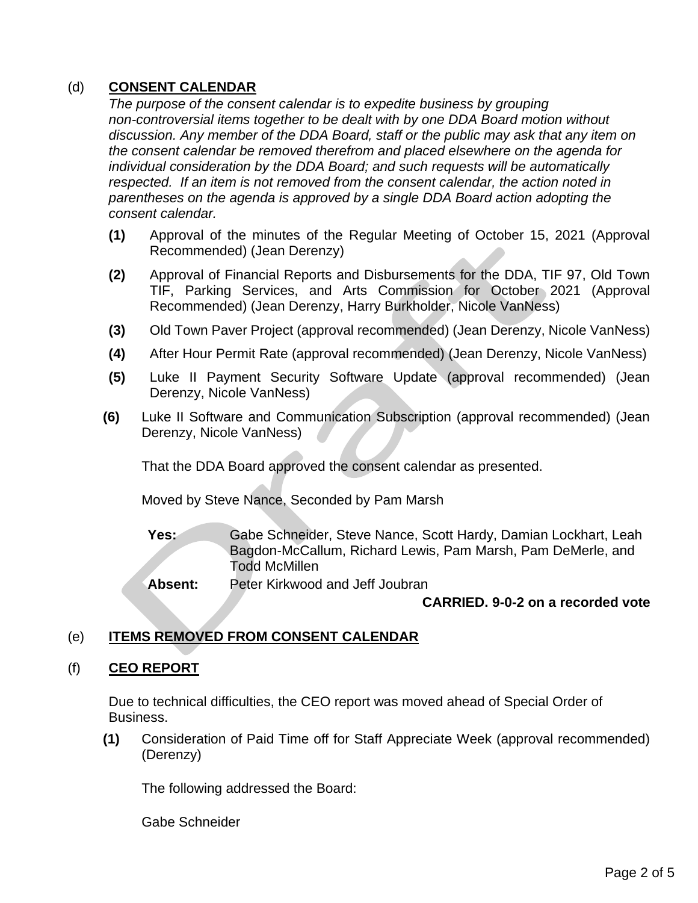## (d) CONSENT CALENDAR

*The purpose of the consent calendar is to expedite business by grouping non-controversial items together to be dealt with by one DDA Board motion without discussion. Any member of the DDA Board, staff or the public may ask that any item on the consent calendar be removed therefrom and placed elsewhere on the agenda for individual consideration by the DDA Board; and such requests will be automatically respected. If an item is not removed from the consent calendar, the action noted in parentheses on the agenda is approved by a single DDA Board action adopting the consent calendar.*

**(1)** Approval of the minutes of the Regular Meeting of October 15, 2021 (Approval Recommended) (Jean Derenzy)

**(2)** Approval of Financial Reports and Disbursements for the DDA, TIF 97, Old Town TIF, Parking Services, and Arts Commission for October 2021 (Approval Recommended) (Jean Derenzy, Harry Burkholder, Nicole VanNess)

**(3)** Old Town Paver Project (approval recommended) (Jean Derenzy, Nicole VanNess)

**(4)** After Hour Permit Rate (approval recommended) (Jean Derenzy, Nicole VanNess)

**(5)** Luke II Payment Security Software Update (approval recommended) (Jean Derenzy, Nicole VanNess)

**(6)** Luke II Software and Communication Subscription (approval recommended) (Jean Derenzy, Nicole VanNess)

That the DDA Board approved the consent calendar as presented.

Moved by Steve Nance, Seconded by Pam Marsh

**Yes:** Gabe Schneider, Steve Nance, Scott Hardy, Damian Lockhart, Leah Bagdon-McCallum, Richard Lewis, Pam Marsh, Pam DeMerle, and Todd McMillen

**Absent:** Peter Kirkwood and Jeff Joubran

**CARRIED. 9-0-2 on a recorded vote**

## (e) ITEMS REMOVED FROM CONSENT CALENDAR

## (f) CEO REPORT

Due to technical difficulties, the CEO report was moved ahead of Special Order of Business.

**(1)** Consideration of Paid Time off for Staff Appreciate Week (approval recommended) (Derenzy)

The following addressed the Board:

Gabe Schneider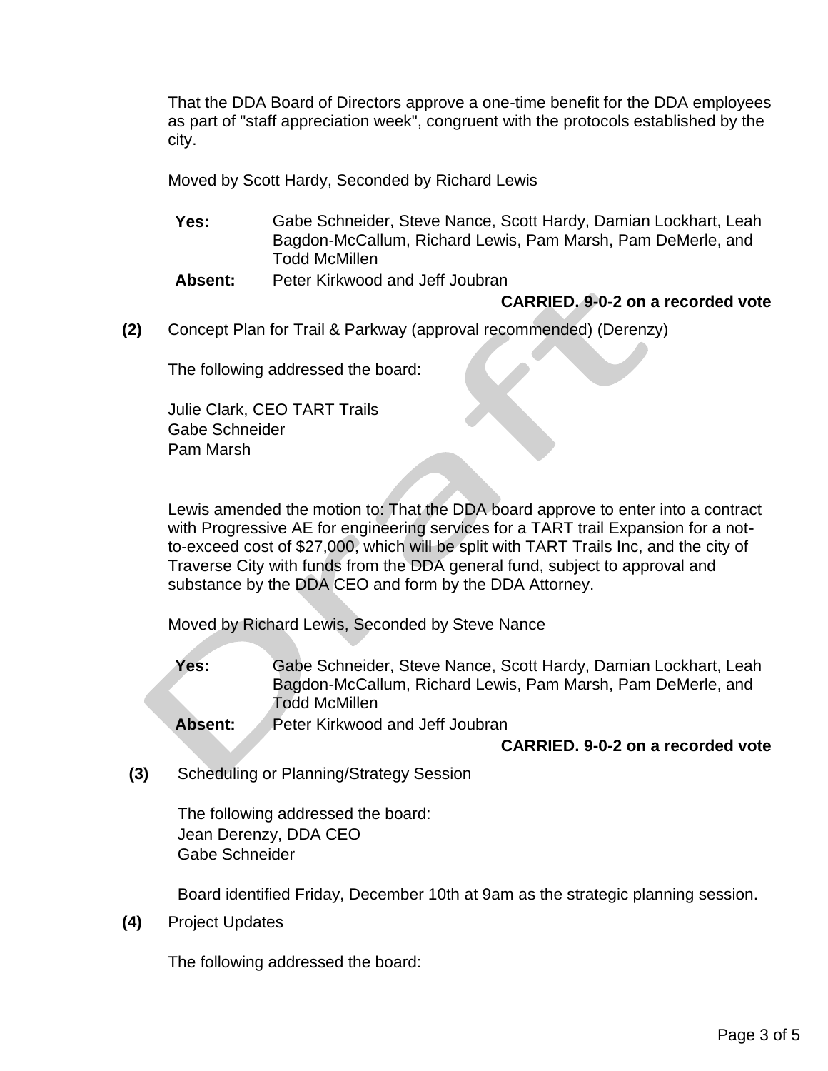That the DDA Board of Directors approve a one-time benefit for the DDA employees as part of "staff appreciation week", congruent with the protocols established by the city.

Moved by Scott Hardy, Seconded by Richard Lewis

**Yes:** Gabe Schneider, Steve Nance, Scott Hardy, Damian Lockhart, Leah Bagdon-McCallum, Richard Lewis, Pam Marsh, Pam DeMerle, and Todd McMillen

**Absent:** Peter Kirkwood and Jeff Joubran

**CARRIED. 9-0-2 on a recorded vote**

**(2)** Concept Plan for Trail & Parkway (approval recommended) (Derenzy)

The following addressed the board:

Julie Clark, CEO TART Trails
Gabe Schneider
Pam Marsh

Lewis amended the motion to: That the DDA board approve to enter into a contract with Progressive AE for engineering services for a TART trail Expansion for a not-to-exceed cost of $27,000, which will be split with TART Trails Inc, and the city of Traverse City with funds from the DDA general fund, subject to approval and substance by the DDA CEO and form by the DDA Attorney.

Moved by Richard Lewis, Seconded by Steve Nance

**Yes:** Gabe Schneider, Steve Nance, Scott Hardy, Damian Lockhart, Leah Bagdon-McCallum, Richard Lewis, Pam Marsh, Pam DeMerle, and Todd McMillen

**Absent:** Peter Kirkwood and Jeff Joubran

**CARRIED. 9-0-2 on a recorded vote**

**(3)** Scheduling or Planning/Strategy Session

The following addressed the board:
Jean Derenzy, DDA CEO
Gabe Schneider

Board identified Friday, December 10th at 9am as the strategic planning session.

**(4)** Project Updates

The following addressed the board: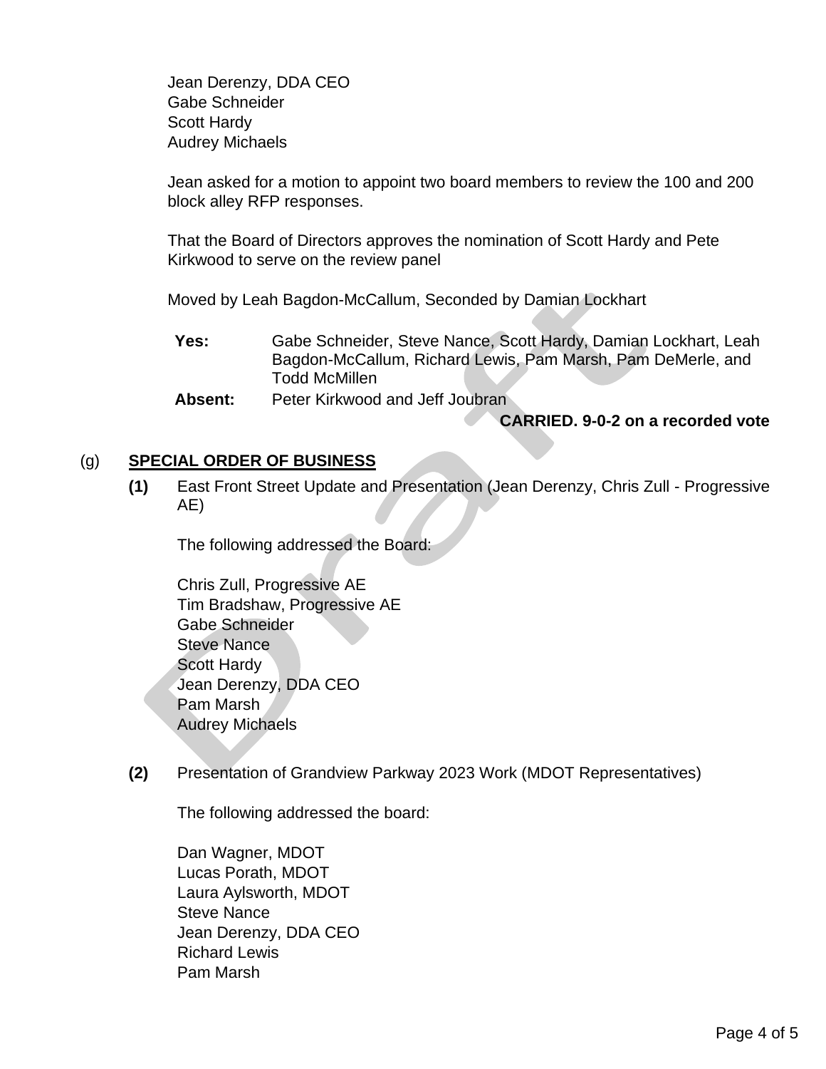Jean Derenzy, DDA CEO
Gabe Schneider
Scott Hardy
Audrey Michaels

Jean asked for a motion to appoint two board members to review the 100 and 200 block alley RFP responses.

That the Board of Directors approves the nomination of Scott Hardy and Pete Kirkwood to serve on the review panel

Moved by Leah Bagdon-McCallum, Seconded by Damian Lockhart

**Yes:** Gabe Schneider, Steve Nance, Scott Hardy, Damian Lockhart, Leah Bagdon-McCallum, Richard Lewis, Pam Marsh, Pam DeMerle, and Todd McMillen

**Absent:** Peter Kirkwood and Jeff Joubran

**CARRIED. 9-0-2 on a recorded vote**

(g) **SPECIAL ORDER OF BUSINESS**

**(1)** East Front Street Update and Presentation (Jean Derenzy, Chris Zull - Progressive AE)

The following addressed the Board:

Chris Zull, Progressive AE
Tim Bradshaw, Progressive AE
Gabe Schneider
Steve Nance
Scott Hardy
Jean Derenzy, DDA CEO
Pam Marsh
Audrey Michaels

**(2)** Presentation of Grandview Parkway 2023 Work (MDOT Representatives)

The following addressed the board:

Dan Wagner, MDOT
Lucas Porath, MDOT
Laura Aylsworth, MDOT
Steve Nance
Jean Derenzy, DDA CEO
Richard Lewis
Pam Marsh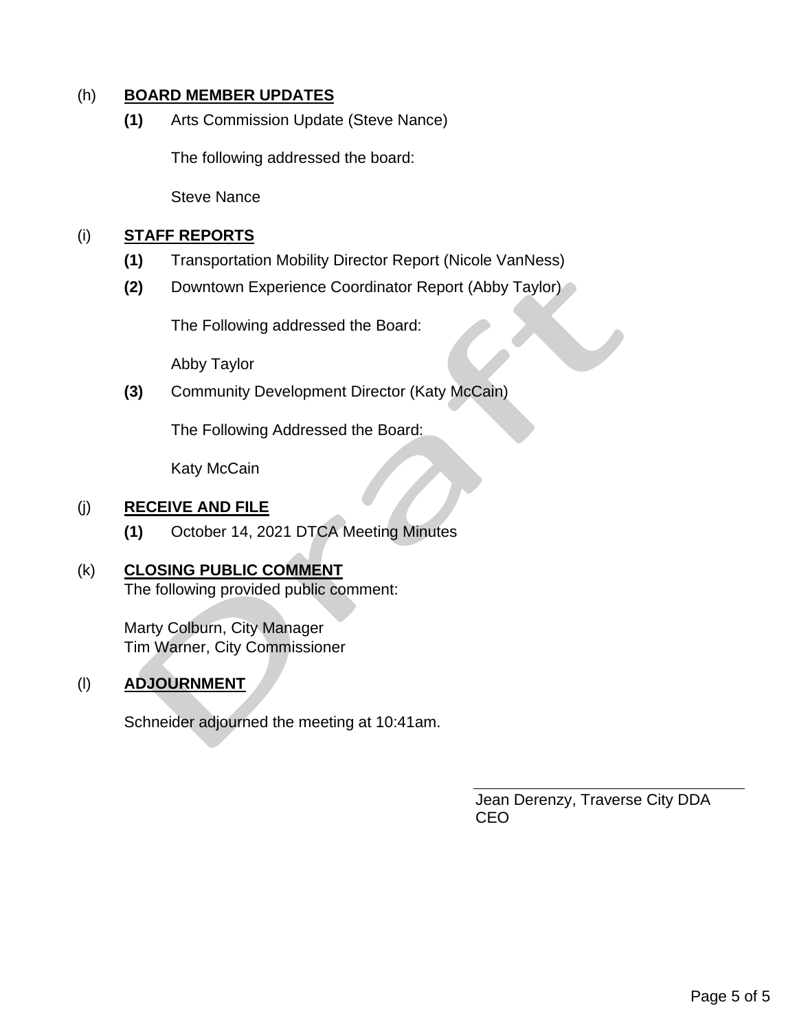(h) **BOARD MEMBER UPDATES**

**(1)** Arts Commission Update (Steve Nance)

The following addressed the board:

Steve Nance

(i) **STAFF REPORTS**

**(1)** Transportation Mobility Director Report (Nicole VanNess)

**(2)** Downtown Experience Coordinator Report (Abby Taylor)

The Following addressed the Board:

Abby Taylor

**(3)** Community Development Director (Katy McCain)

The Following Addressed the Board:

Katy McCain

(j) **RECEIVE AND FILE**

**(1)** October 14, 2021 DTCA Meeting Minutes

(k) **CLOSING PUBLIC COMMENT**

The following provided public comment:

Marty Colburn, City Manager
Tim Warner, City Commissioner

(l) **ADJOURNMENT**

Schneider adjourned the meeting at 10:41am.

Jean Derenzy, Traverse City DDA CEO